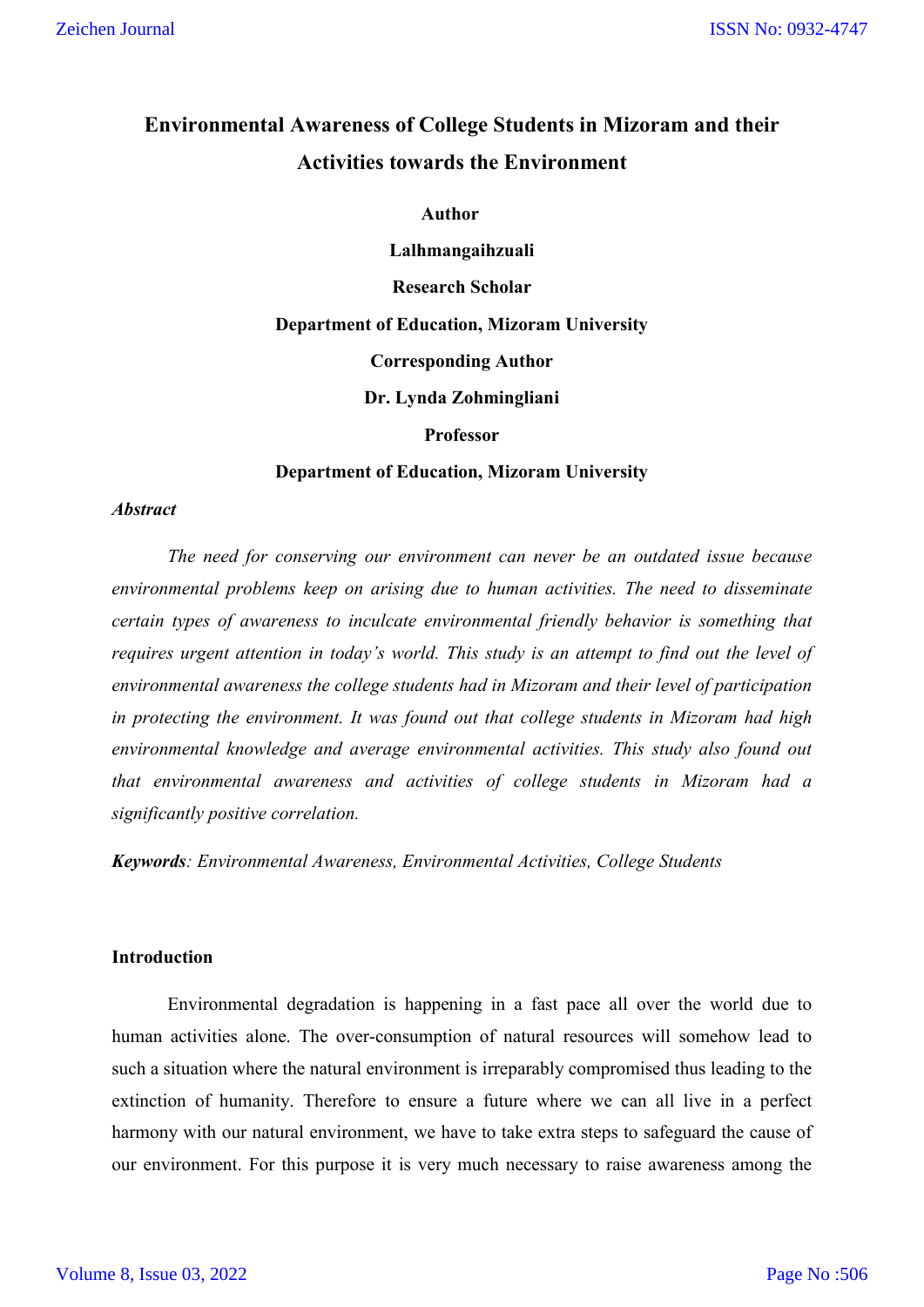# Environmental Awareness of College Students in Mizoram and their Activities towards the Environment

**Author**

**Lalhmangaihzuali**

**Research Scholar**

**Department of Education, Mizoram University**

**Corresponding Author**

**Dr. Lynda Zohmingliani**

**Professor**

**Department of Education, Mizoram University**

***Abstract***

*The need for conserving our environment can never be an outdated issue because environmental problems keep on arising due to human activities. The need to disseminate certain types of awareness to inculcate environmental friendly behavior is something that requires urgent attention in today's world. This study is an attempt to find out the level of environmental awareness the college students had in Mizoram and their level of participation in protecting the environment. It was found out that college students in Mizoram had high environmental knowledge and average environmental activities. This study also found out that environmental awareness and activities of college students in Mizoram had a significantly positive correlation.*

***Keywords****: Environmental Awareness, Environmental Activities, College Students*

## Introduction

Environmental degradation is happening in a fast pace all over the world due to human activities alone. The over-consumption of natural resources will somehow lead to such a situation where the natural environment is irreparably compromised thus leading to the extinction of humanity. Therefore to ensure a future where we can all live in a perfect harmony with our natural environment, we have to take extra steps to safeguard the cause of our environment. For this purpose it is very much necessary to raise awareness among the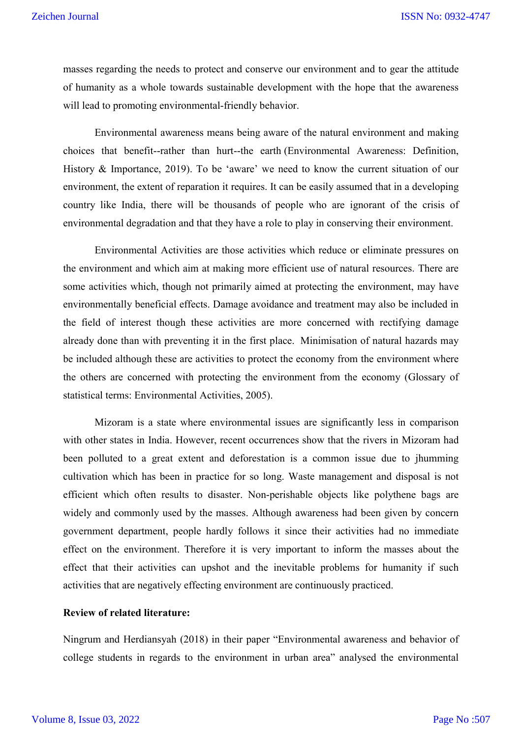masses regarding the needs to protect and conserve our environment and to gear the attitude of humanity as a whole towards sustainable development with the hope that the awareness will lead to promoting environmental-friendly behavior.

Environmental awareness means being aware of the natural environment and making choices that benefit--rather than hurt--the earth (Environmental Awareness: Definition, History & Importance, 2019). To be 'aware' we need to know the current situation of our environment, the extent of reparation it requires. It can be easily assumed that in a developing country like India, there will be thousands of people who are ignorant of the crisis of environmental degradation and that they have a role to play in conserving their environment.

Environmental Activities are those activities which reduce or eliminate pressures on the environment and which aim at making more efficient use of natural resources. There are some activities which, though not primarily aimed at protecting the environment, may have environmentally beneficial effects. Damage avoidance and treatment may also be included in the field of interest though these activities are more concerned with rectifying damage already done than with preventing it in the first place. Minimisation of natural hazards may be included although these are activities to protect the economy from the environment where the others are concerned with protecting the environment from the economy (Glossary of statistical terms: Environmental Activities, 2005).

Mizoram is a state where environmental issues are significantly less in comparison with other states in India. However, recent occurrences show that the rivers in Mizoram had been polluted to a great extent and deforestation is a common issue due to jhumming cultivation which has been in practice for so long. Waste management and disposal is not efficient which often results to disaster. Non-perishable objects like polythene bags are widely and commonly used by the masses. Although awareness had been given by concern government department, people hardly follows it since their activities had no immediate effect on the environment. Therefore it is very important to inform the masses about the effect that their activities can upshot and the inevitable problems for humanity if such activities that are negatively effecting environment are continuously practiced.

**Review of related literature:**

Ningrum and Herdiansyah (2018) in their paper "Environmental awareness and behavior of college students in regards to the environment in urban area" analysed the environmental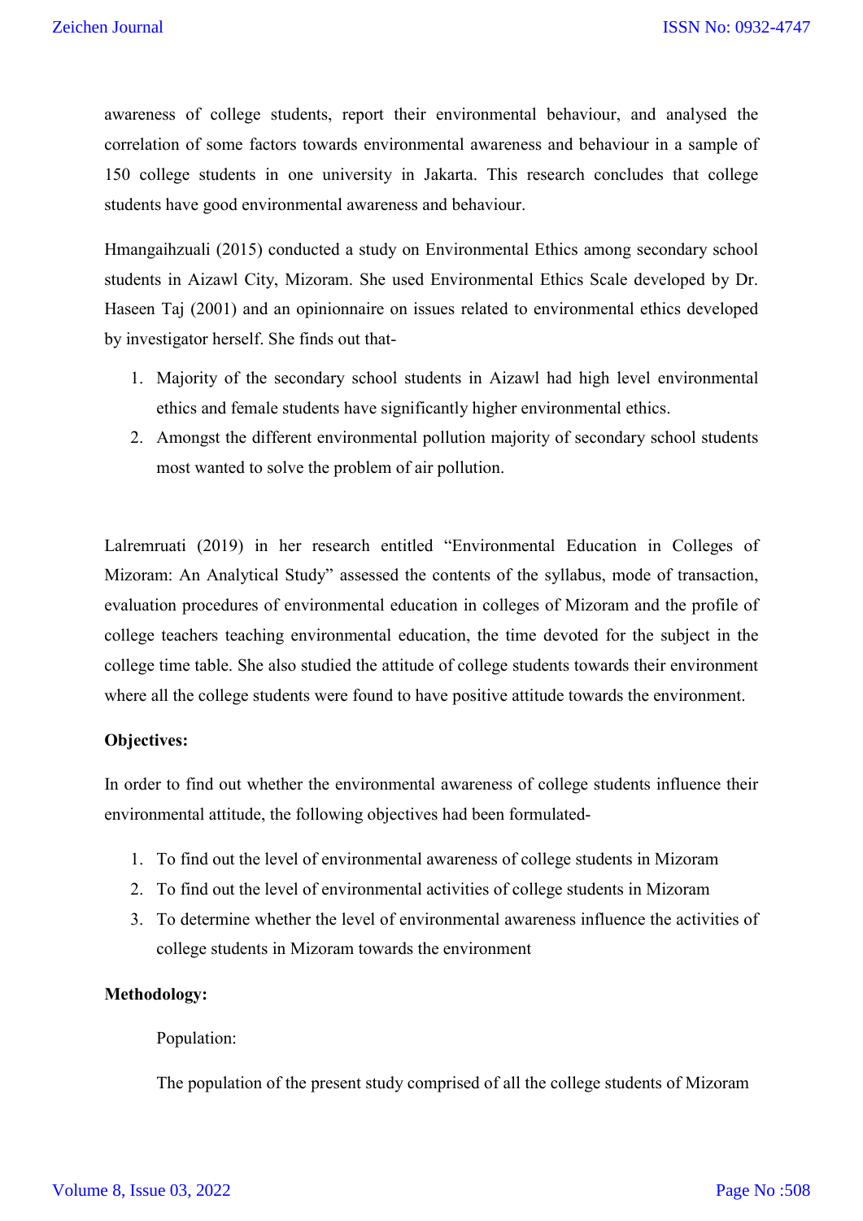awareness of college students, report their environmental behaviour, and analysed the correlation of some factors towards environmental awareness and behaviour in a sample of 150 college students in one university in Jakarta. This research concludes that college students have good environmental awareness and behaviour.

Hmangaihzuali (2015) conducted a study on Environmental Ethics among secondary school students in Aizawl City, Mizoram. She used Environmental Ethics Scale developed by Dr. Haseen Taj (2001) and an opinionnaire on issues related to environmental ethics developed by investigator herself. She finds out that-

1. Majority of the secondary school students in Aizawl had high level environmental ethics and female students have significantly higher environmental ethics.
2. Amongst the different environmental pollution majority of secondary school students most wanted to solve the problem of air pollution.

Lalremruati (2019) in her research entitled "Environmental Education in Colleges of Mizoram: An Analytical Study" assessed the contents of the syllabus, mode of transaction, evaluation procedures of environmental education in colleges of Mizoram and the profile of college teachers teaching environmental education, the time devoted for the subject in the college time table. She also studied the attitude of college students towards their environment where all the college students were found to have positive attitude towards the environment.

**Objectives:**

In order to find out whether the environmental awareness of college students influence their environmental attitude, the following objectives had been formulated-

1. To find out the level of environmental awareness of college students in Mizoram
2. To find out the level of environmental activities of college students in Mizoram
3. To determine whether the level of environmental awareness influence the activities of college students in Mizoram towards the environment

**Methodology:**

Population:

The population of the present study comprised of all the college students of Mizoram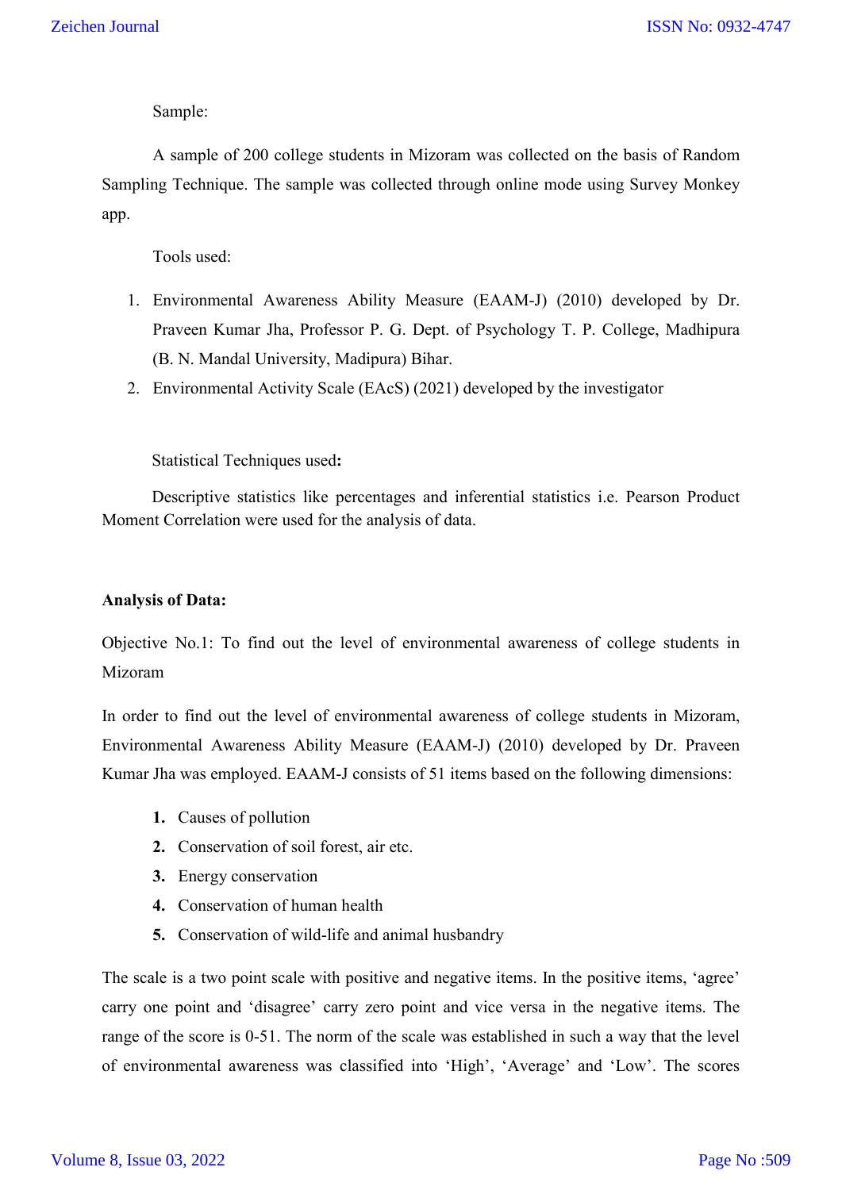Sample:

A sample of 200 college students in Mizoram was collected on the basis of Random Sampling Technique. The sample was collected through online mode using Survey Monkey app.

Tools used:

1. Environmental Awareness Ability Measure (EAAM-J) (2010) developed by Dr. Praveen Kumar Jha, Professor P. G. Dept. of Psychology T. P. College, Madhipura (B. N. Mandal University, Madipura) Bihar.
2. Environmental Activity Scale (EAcS) (2021) developed by the investigator

Statistical Techniques used**:**

Descriptive statistics like percentages and inferential statistics i.e. Pearson Product Moment Correlation were used for the analysis of data.

**Analysis of Data:**

Objective No.1: To find out the level of environmental awareness of college students in Mizoram

In order to find out the level of environmental awareness of college students in Mizoram, Environmental Awareness Ability Measure (EAAM-J) (2010) developed by Dr. Praveen Kumar Jha was employed. EAAM-J consists of 51 items based on the following dimensions:

1. Causes of pollution
2. Conservation of soil forest, air etc.
3. Energy conservation
4. Conservation of human health
5. Conservation of wild-life and animal husbandry

The scale is a two point scale with positive and negative items. In the positive items, 'agree' carry one point and 'disagree' carry zero point and vice versa in the negative items. The range of the score is 0-51. The norm of the scale was established in such a way that the level of environmental awareness was classified into 'High', 'Average' and 'Low'. The scores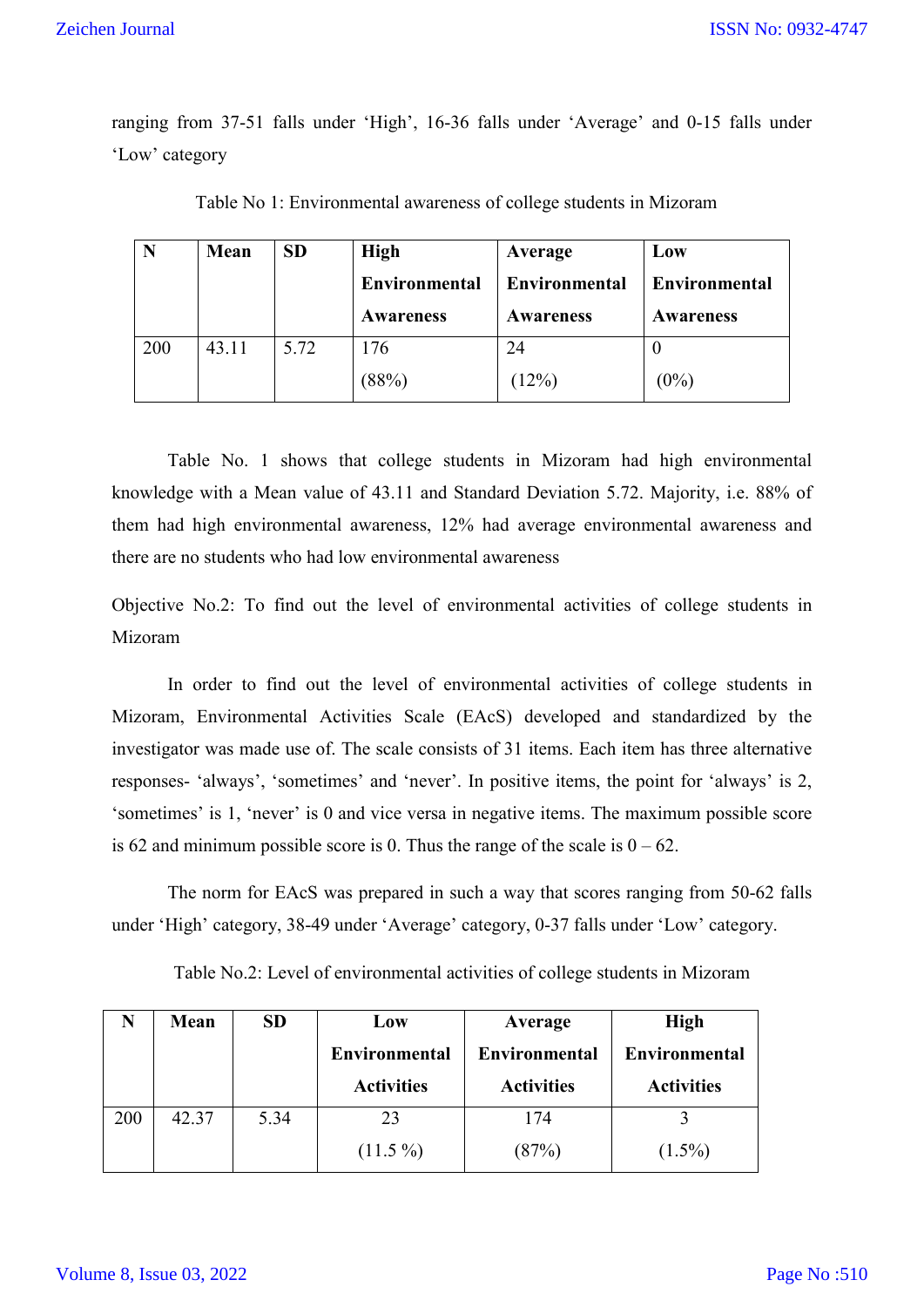ranging from 37-51 falls under 'High', 16-36 falls under 'Average' and 0-15 falls under 'Low' category

Table No 1: Environmental awareness of college students in Mizoram

| N | Mean | SD | High Environmental Awareness | Average Environmental Awareness | Low Environmental Awareness |
|---|---|---|---|---|---|
| 200 | 43.11 | 5.72 | 176 (88%) | 24 (12%) | 0 (0%) |

Table No. 1 shows that college students in Mizoram had high environmental knowledge with a Mean value of 43.11 and Standard Deviation 5.72. Majority, i.e. 88% of them had high environmental awareness, 12% had average environmental awareness and there are no students who had low environmental awareness

Objective No.2: To find out the level of environmental activities of college students in Mizoram

In order to find out the level of environmental activities of college students in Mizoram, Environmental Activities Scale (EAcS) developed and standardized by the investigator was made use of. The scale consists of 31 items. Each item has three alternative responses- 'always', 'sometimes' and 'never'. In positive items, the point for 'always' is 2, 'sometimes' is 1, 'never' is 0 and vice versa in negative items. The maximum possible score is 62 and minimum possible score is 0. Thus the range of the scale is 0 – 62.

The norm for EAcS was prepared in such a way that scores ranging from 50-62 falls under 'High' category, 38-49 under 'Average' category, 0-37 falls under 'Low' category.

Table No.2: Level of environmental activities of college students in Mizoram

| N | Mean | SD | Low Environmental Activities | Average Environmental Activities | High Environmental Activities |
|---|---|---|---|---|---|
| 200 | 42.37 | 5.34 | 23 (11.5 %) | 174 (87%) | 3 (1.5%) |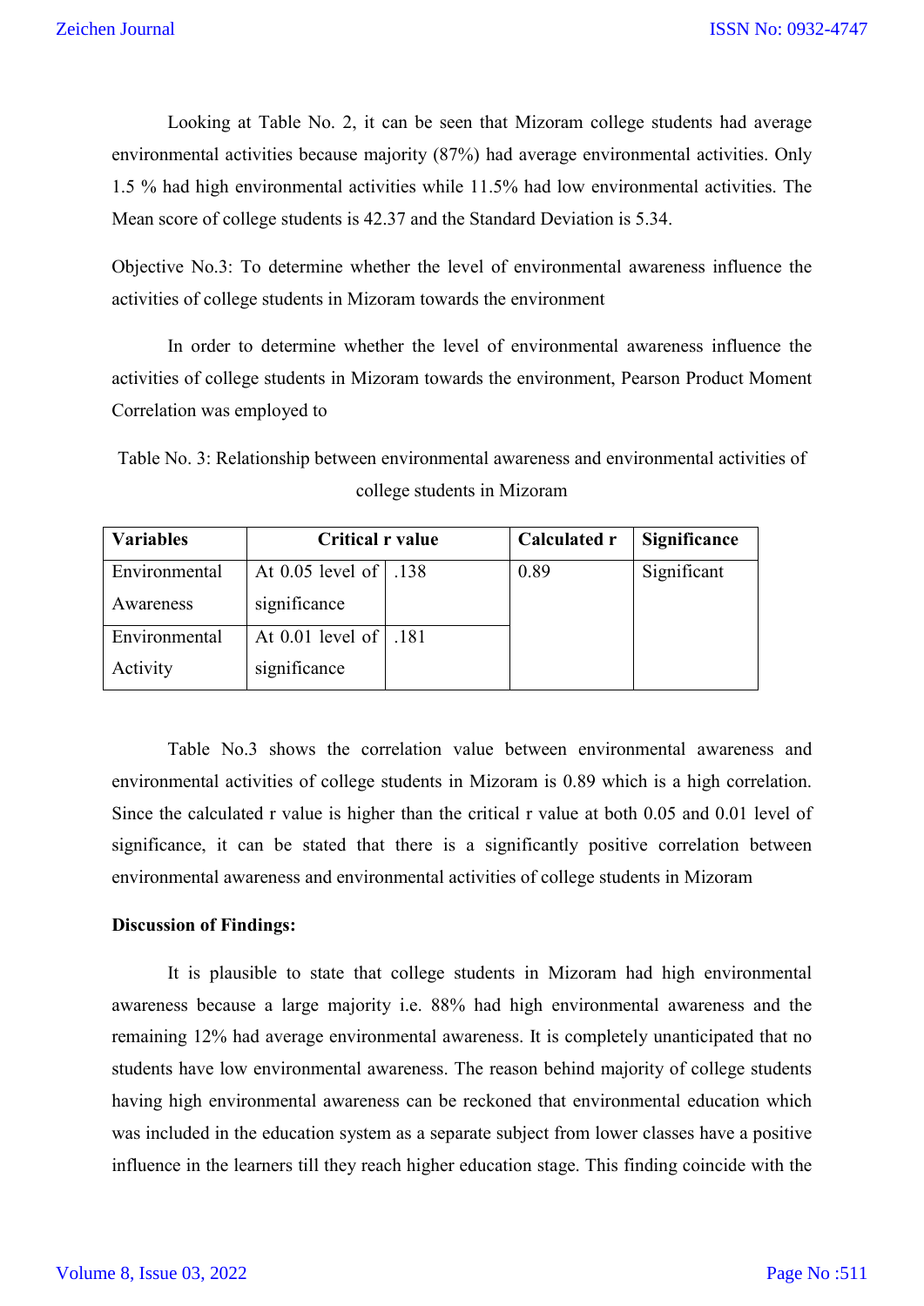Looking at Table No. 2, it can be seen that Mizoram college students had average environmental activities because majority (87%) had average environmental activities. Only 1.5 % had high environmental activities while 11.5% had low environmental activities. The Mean score of college students is 42.37 and the Standard Deviation is 5.34.

Objective No.3: To determine whether the level of environmental awareness influence the activities of college students in Mizoram towards the environment

In order to determine whether the level of environmental awareness influence the activities of college students in Mizoram towards the environment, Pearson Product Moment Correlation was employed to

Table No. 3: Relationship between environmental awareness and environmental activities of college students in Mizoram

| Variables | Critical r value | | Calculated r | Significance |
|---|---|---|---|---|
| Environmental Awareness | At 0.05 level of significance | .138 | 0.89 | Significant |
| Environmental Activity | At 0.01 level of significance | .181 | | |

Table No.3 shows the correlation value between environmental awareness and environmental activities of college students in Mizoram is 0.89 which is a high correlation. Since the calculated r value is higher than the critical r value at both 0.05 and 0.01 level of significance, it can be stated that there is a significantly positive correlation between environmental awareness and environmental activities of college students in Mizoram

**Discussion of Findings:**

It is plausible to state that college students in Mizoram had high environmental awareness because a large majority i.e. 88% had high environmental awareness and the remaining 12% had average environmental awareness. It is completely unanticipated that no students have low environmental awareness. The reason behind majority of college students having high environmental awareness can be reckoned that environmental education which was included in the education system as a separate subject from lower classes have a positive influence in the learners till they reach higher education stage. This finding coincide with the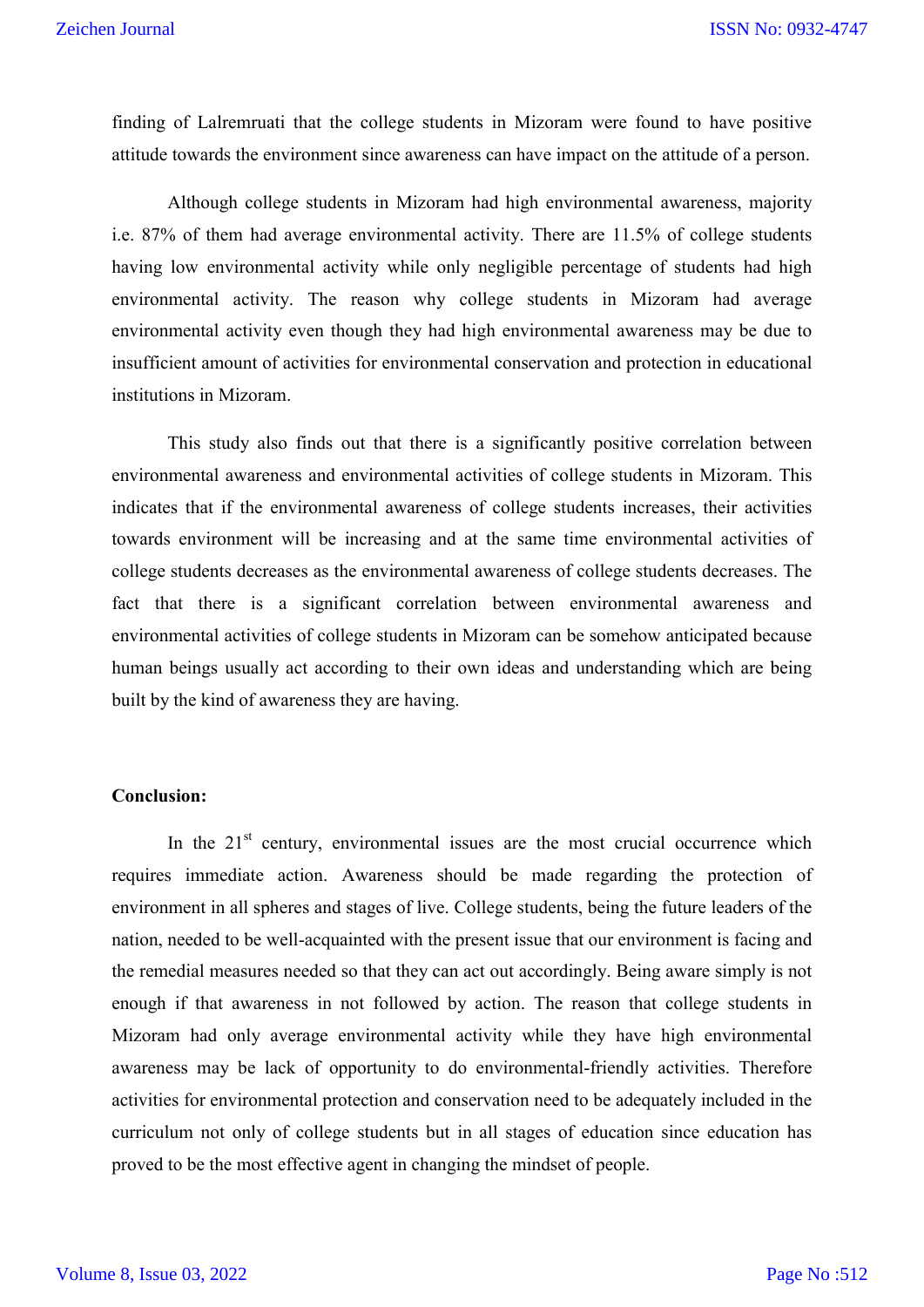finding of Lalremruati that the college students in Mizoram were found to have positive attitude towards the environment since awareness can have impact on the attitude of a person.

Although college students in Mizoram had high environmental awareness, majority i.e. 87% of them had average environmental activity. There are 11.5% of college students having low environmental activity while only negligible percentage of students had high environmental activity. The reason why college students in Mizoram had average environmental activity even though they had high environmental awareness may be due to insufficient amount of activities for environmental conservation and protection in educational institutions in Mizoram.

This study also finds out that there is a significantly positive correlation between environmental awareness and environmental activities of college students in Mizoram. This indicates that if the environmental awareness of college students increases, their activities towards environment will be increasing and at the same time environmental activities of college students decreases as the environmental awareness of college students decreases. The fact that there is a significant correlation between environmental awareness and environmental activities of college students in Mizoram can be somehow anticipated because human beings usually act according to their own ideas and understanding which are being built by the kind of awareness they are having.

**Conclusion:**

In the 21st century, environmental issues are the most crucial occurrence which requires immediate action. Awareness should be made regarding the protection of environment in all spheres and stages of live. College students, being the future leaders of the nation, needed to be well-acquainted with the present issue that our environment is facing and the remedial measures needed so that they can act out accordingly. Being aware simply is not enough if that awareness in not followed by action. The reason that college students in Mizoram had only average environmental activity while they have high environmental awareness may be lack of opportunity to do environmental-friendly activities. Therefore activities for environmental protection and conservation need to be adequately included in the curriculum not only of college students but in all stages of education since education has proved to be the most effective agent in changing the mindset of people.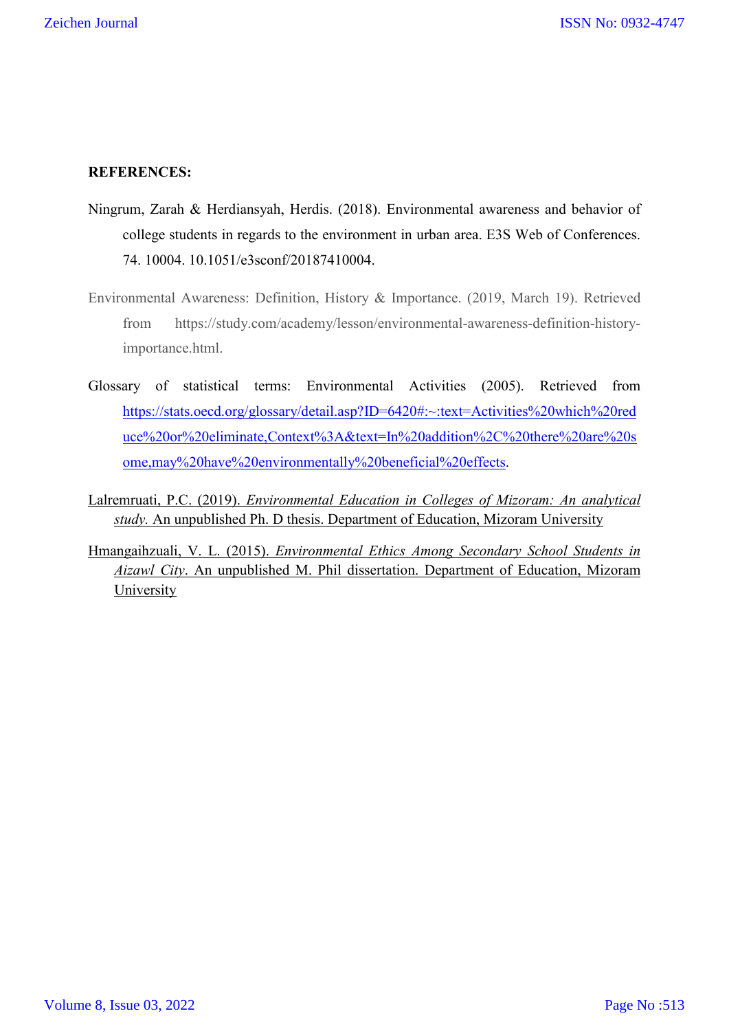**REFERENCES:**

Ningrum, Zarah & Herdiansyah, Herdis. (2018). Environmental awareness and behavior of college students in regards to the environment in urban area. E3S Web of Conferences. 74. 10004. 10.1051/e3sconf/20187410004.

Environmental Awareness: Definition, History & Importance. (2019, March 19). Retrieved from https://study.com/academy/lesson/environmental-awareness-definition-history-importance.html.

Glossary of statistical terms: Environmental Activities (2005). Retrieved from https://stats.oecd.org/glossary/detail.asp?ID=6420#:~:text=Activities%20which%20reduce%20or%20eliminate,Context%3A&text=In%20addition%2C%20there%20are%20some,may%20have%20environmentally%20beneficial%20effects.

Lalremruati, P.C. (2019). *Environmental Education in Colleges of Mizoram: An analytical study.* An unpublished Ph. D thesis. Department of Education, Mizoram University

Hmangaihzuali, V. L. (2015). *Environmental Ethics Among Secondary School Students in Aizawl City*. An unpublished M. Phil dissertation. Department of Education, Mizoram University